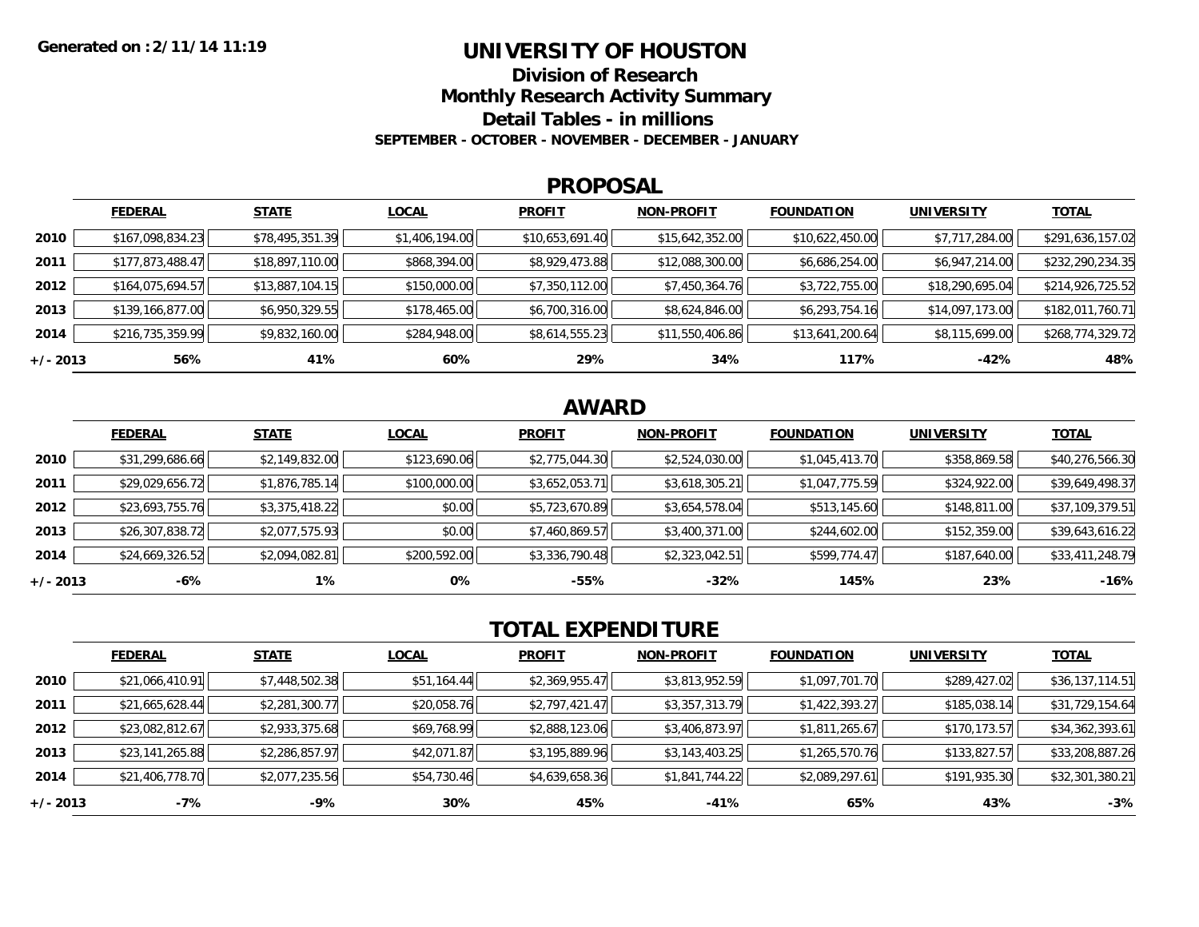Generated on :2/11/14 11:19

# UNIVERSITY OF HOUSTON

## Division of Research

## Monthly Research Activity Summary

## Detail Tables - in millions

### SEPTEMBER - OCTOBER - NOVEMBER - DECEMBER - JANUARY

## PROPOSAL

| | FEDERAL | STATE | LOCAL | PROFIT | NON-PROFIT | FOUNDATION | UNIVERSITY | TOTAL |
|---|---|---|---|---|---|---|---|---|
| 2010 | $167,098,834.23 | $78,495,351.39 | $1,406,194.00 | $10,653,691.40 | $15,642,352.00 | $10,622,450.00 | $7,717,284.00 | $291,636,157.02 |
| 2011 | $177,873,488.47 | $18,897,110.00 | $868,394.00 | $8,929,473.88 | $12,088,300.00 | $6,686,254.00 | $6,947,214.00 | $232,290,234.35 |
| 2012 | $164,075,694.57 | $13,887,104.15 | $150,000.00 | $7,350,112.00 | $7,450,364.76 | $3,722,755.00 | $18,290,695.04 | $214,926,725.52 |
| 2013 | $139,166,877.00 | $6,950,329.55 | $178,465.00 | $6,700,316.00 | $8,624,846.00 | $6,293,754.16 | $14,097,173.00 | $182,011,760.71 |
| 2014 | $216,735,359.99 | $9,832,160.00 | $284,948.00 | $8,614,555.23 | $11,550,406.86 | $13,641,200.64 | $8,115,699.00 | $268,774,329.72 |
| +/- 2013 | 56% | 41% | 60% | 29% | 34% | 117% | -42% | 48% |

## AWARD

| | FEDERAL | STATE | LOCAL | PROFIT | NON-PROFIT | FOUNDATION | UNIVERSITY | TOTAL |
|---|---|---|---|---|---|---|---|---|
| 2010 | $31,299,686.66 | $2,149,832.00 | $123,690.06 | $2,775,044.30 | $2,524,030.00 | $1,045,413.70 | $358,869.58 | $40,276,566.30 |
| 2011 | $29,029,656.72 | $1,876,785.14 | $100,000.00 | $3,652,053.71 | $3,618,305.21 | $1,047,775.59 | $324,922.00 | $39,649,498.37 |
| 2012 | $23,693,755.76 | $3,375,418.22 | $0.00 | $5,723,670.89 | $3,654,578.04 | $513,145.60 | $148,811.00 | $37,109,379.51 |
| 2013 | $26,307,838.72 | $2,077,575.93 | $0.00 | $7,460,869.57 | $3,400,371.00 | $244,602.00 | $152,359.00 | $39,643,616.22 |
| 2014 | $24,669,326.52 | $2,094,082.81 | $200,592.00 | $3,336,790.48 | $2,323,042.51 | $599,774.47 | $187,640.00 | $33,411,248.79 |
| +/- 2013 | -6% | 1% | 0% | -55% | -32% | 145% | 23% | -16% |

## TOTAL EXPENDITURE

| | FEDERAL | STATE | LOCAL | PROFIT | NON-PROFIT | FOUNDATION | UNIVERSITY | TOTAL |
|---|---|---|---|---|---|---|---|---|
| 2010 | $21,066,410.91 | $7,448,502.38 | $51,164.44 | $2,369,955.47 | $3,813,952.59 | $1,097,701.70 | $289,427.02 | $36,137,114.51 |
| 2011 | $21,665,628.44 | $2,281,300.77 | $20,058.76 | $2,797,421.47 | $3,357,313.79 | $1,422,393.27 | $185,038.14 | $31,729,154.64 |
| 2012 | $23,082,812.67 | $2,933,375.68 | $69,768.99 | $2,888,123.06 | $3,406,873.97 | $1,811,265.67 | $170,173.57 | $34,362,393.61 |
| 2013 | $23,141,265.88 | $2,286,857.97 | $42,071.87 | $3,195,889.96 | $3,143,403.25 | $1,265,570.76 | $133,827.57 | $33,208,887.26 |
| 2014 | $21,406,778.70 | $2,077,235.56 | $54,730.46 | $4,639,658.36 | $1,841,744.22 | $2,089,297.61 | $191,935.30 | $32,301,380.21 |
| +/- 2013 | -7% | -9% | 30% | 45% | -41% | 65% | 43% | -3% |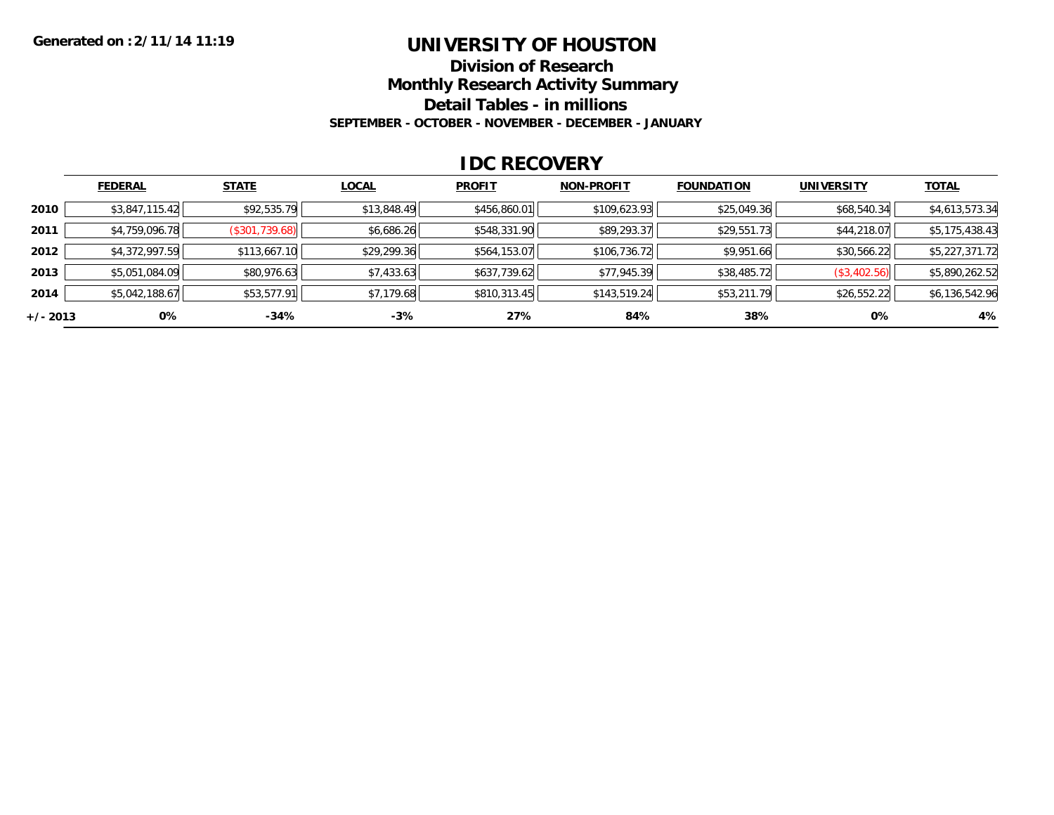Generated on :2/11/14 11:19

# UNIVERSITY OF HOUSTON

## Division of Research

## Monthly Research Activity Summary

## Detail Tables - in millions

**SEPTEMBER - OCTOBER - NOVEMBER - DECEMBER - JANUARY**

## IDC RECOVERY

| | FEDERAL | STATE | LOCAL | PROFIT | NON-PROFIT | FOUNDATION | UNIVERSITY | TOTAL |
|---|---|---|---|---|---|---|---|---|
| **2010** | $3,847,115.42 | $92,535.79 | $13,848.49 | $456,860.01 | $109,623.93 | $25,049.36 | $68,540.34 | $4,613,573.34 |
| **2011** | $4,759,096.78 | ($301,739.68) | $6,686.26 | $548,331.90 | $89,293.37 | $29,551.73 | $44,218.07 | $5,175,438.43 |
| **2012** | $4,372,997.59 | $113,667.10 | $29,299.36 | $564,153.07 | $106,736.72 | $9,951.66 | $30,566.22 | $5,227,371.72 |
| **2013** | $5,051,084.09 | $80,976.63 | $7,433.63 | $637,739.62 | $77,945.39 | $38,485.72 | ($3,402.56) | $5,890,262.52 |
| **2014** | $5,042,188.67 | $53,577.91 | $7,179.68 | $810,313.45 | $143,519.24 | $53,211.79 | $26,552.22 | $6,136,542.96 |
| **+/- 2013** | **0%** | **-34%** | **-3%** | **27%** | **84%** | **38%** | **0%** | **4%** |